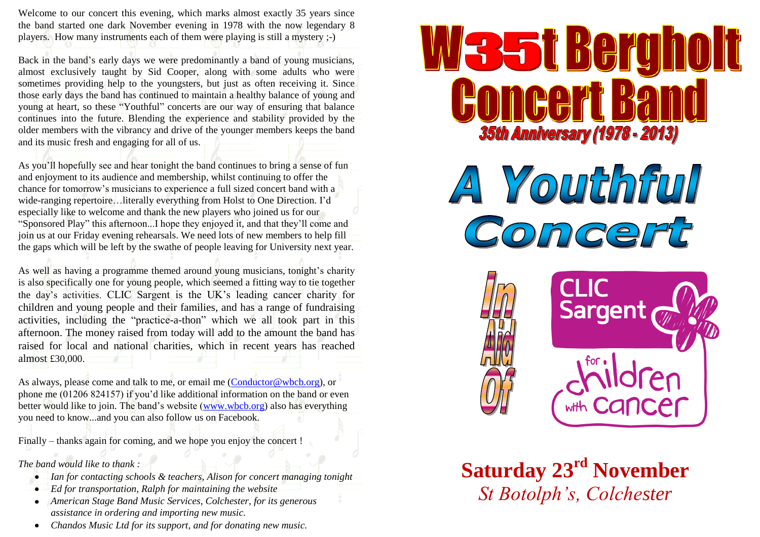Welcome to our concert this evening, which marks almost exactly 35 years since the band started one dark November evening in 1978 with the now legendary 8 players. How many instruments each of them were playing is still a mystery ;-)

Back in the band's early days we were predominantly a band of young musicians, almost exclusively taught by Sid Cooper, along with some adults who were sometimes providing help to the youngsters, but just as often receiving it. Since those early days the band has continued to maintain a healthy balance of young and young at heart, so these "Youthful" concerts are our way of ensuring that balance continues into the future. Blending the experience and stability provided by the older members with the vibrancy and drive of the younger members keeps the band and its music fresh and engaging for all of us.

As you'll hopefully see and hear tonight the band continues to bring a sense of fun and enjoyment to its audience and membership, whilst continuing to offer the chance for tomorrow's musicians to experience a full sized concert band with a wide-ranging repertoire…literally everything from Holst to One Direction. I'd especially like to welcome and thank the new players who joined us for our "Sponsored Play" this afternoon...I hope they enjoyed it, and that they'll come and join us at our Friday evening rehearsals. We need lots of new members to help fill the gaps which will be left by the swathe of people leaving for University next year.

As well as having a programme themed around young musicians, tonight's charity is also specifically one for young people, which seemed a fitting way to tie together the day's activities. CLIC Sargent is the UK's leading cancer charity for children and young people and their families, and has a range of fundraising activities, including the "practice-a-thon" which we all took part in this afternoon. The money raised from today will add to the amount the band has raised for local and national charities, which in recent years has reached almost £30,000.

As always, please come and talk to me, or email me (Conductor@wbcb.org), or phone me (01206 824157) if you'd like additional information on the band or even better would like to join. The band's website (www.wbcb.org) also has everything you need to know...and you can also follow us on Facebook.

Finally – thanks again for coming, and we hope you enjoy the concert !

*The band would like to thank :*

- *Ian for contacting schools & teachers, Alison for concert managing tonight*
- *Ed for transportation, Ralph for maintaining the website*
- *American Stage Band Music Services, Colchester, for its generous assistance in ordering and importing new music.*
- *Chandos Music Ltd for its support, and for donating new music.*

# W35t Bergholt Concert Band

## 35th Anniversary (1978 - 2013)

# A Youthful Concert

In Aid Of

CLIC Sargent for children with cancer

**Saturday 23rd November**

*St Botolph's, Colchester*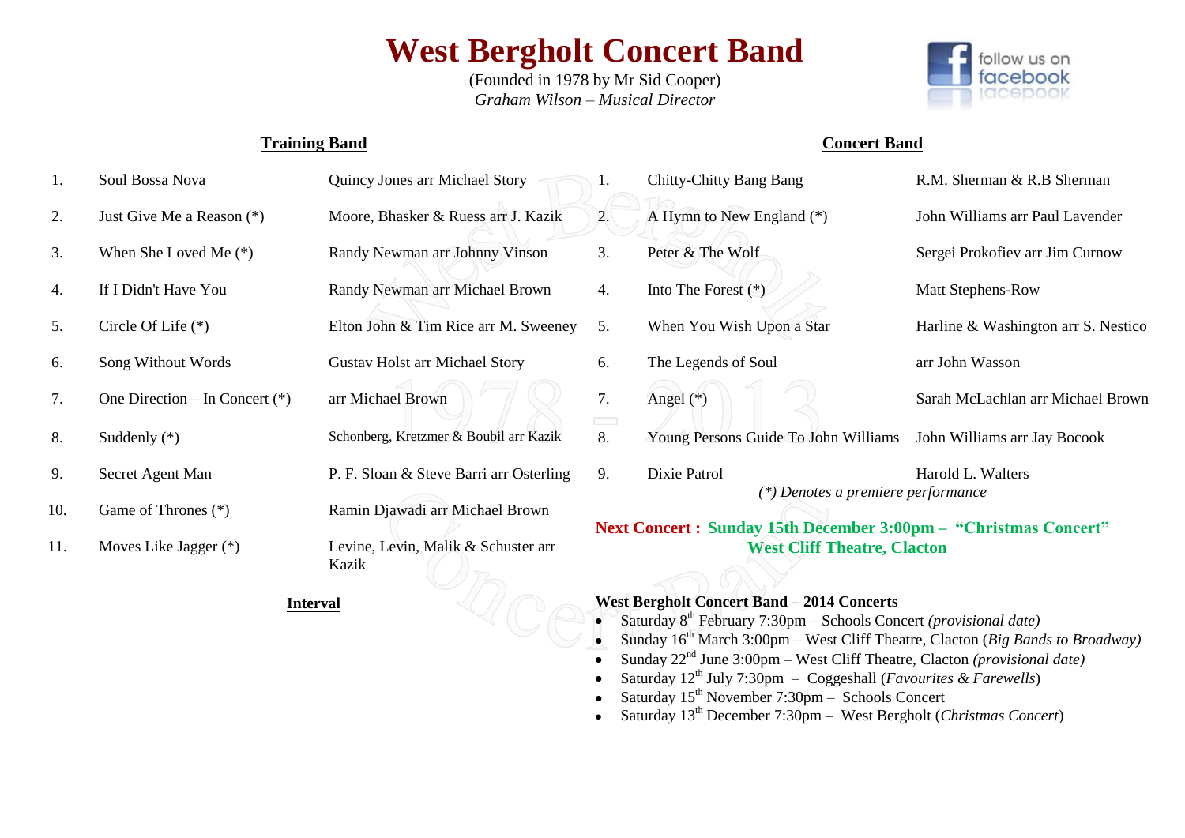# West Bergholt Concert Band

(Founded in 1978 by Mr Sid Cooper)
*Graham Wilson – Musical Director*

follow us on facebook

## Training Band

| | | |
|---|---|---|
| 1. | Soul Bossa Nova | Quincy Jones arr Michael Story |
| 2. | Just Give Me a Reason (*) | Moore, Bhasker & Ruess arr J. Kazik |
| 3. | When She Loved Me (*) | Randy Newman arr Johnny Vinson |
| 4. | If I Didn't Have You | Randy Newman arr Michael Brown |
| 5. | Circle Of Life (*) | Elton John & Tim Rice arr M. Sweeney |
| 6. | Song Without Words | Gustav Holst arr Michael Story |
| 7. | One Direction – In Concert (*) | arr Michael Brown |
| 8. | Suddenly (*) | Schonberg, Kretzmer & Boubil arr Kazik |
| 9. | Secret Agent Man | P. F. Sloan & Steve Barri arr Osterling |
| 10. | Game of Thrones (*) | Ramin Djawadi arr Michael Brown |
| 11. | Moves Like Jagger (*) | Levine, Levin, Malik & Schuster arr Kazik |

**Interval**

## Concert Band

| | | |
|---|---|---|
| 1. | Chitty-Chitty Bang Bang | R.M. Sherman & R.B Sherman |
| 2. | A Hymn to New England (*) | John Williams arr Paul Lavender |
| 3. | Peter & The Wolf | Sergei Prokofiev arr Jim Curnow |
| 4. | Into The Forest (*) | Matt Stephens-Row |
| 5. | When You Wish Upon a Star | Harline & Washington arr S. Nestico |
| 6. | The Legends of Soul | arr John Wasson |
| 7. | Angel (*) | Sarah McLachlan arr Michael Brown |
| 8. | Young Persons Guide To John Williams | John Williams arr Jay Bocook |
| 9. | Dixie Patrol | Harold L. Walters |

*(*) Denotes a premiere performance*

**Next Concert : Sunday 15th December 3:00pm – "Christmas Concert" West Cliff Theatre, Clacton**

**West Bergholt Concert Band – 2014 Concerts**

- Saturday 8th February 7:30pm – Schools Concert *(provisional date)*
- Sunday 16th March 3:00pm – West Cliff Theatre, Clacton (*Big Bands to Broadway)*
- Sunday 22nd June 3:00pm – West Cliff Theatre, Clacton *(provisional date)*
- Saturday 12th July 7:30pm – Coggeshall (*Favourites & Farewells*)
- Saturday 15th November 7:30pm – Schools Concert
- Saturday 13th December 7:30pm – West Bergholt (*Christmas Concert*)